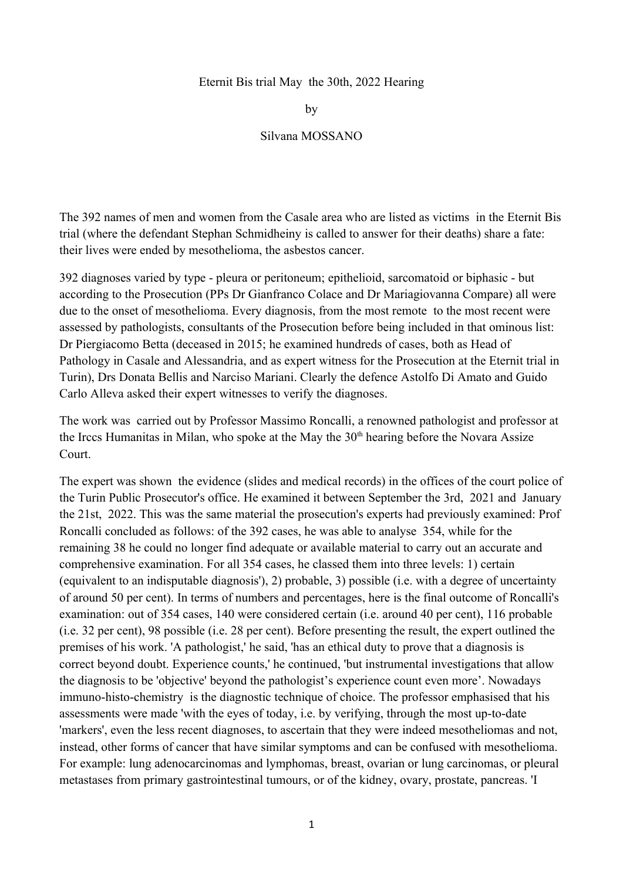Eternit Bis trial May the 30th, 2022 Hearing

by

Silvana MOSSANO

The 392 names of men and women from the Casale area who are listed as victims in the Eternit Bis trial (where the defendant Stephan Schmidheiny is called to answer for their deaths) share a fate: their lives were ended by mesothelioma, the asbestos cancer.

392 diagnoses varied by type - pleura or peritoneum; epithelioid, sarcomatoid or biphasic - but according to the Prosecution (PPs Dr Gianfranco Colace and Dr Mariagiovanna Compare) all were due to the onset of mesothelioma. Every diagnosis, from the most remote to the most recent were assessed by pathologists, consultants of the Prosecution before being included in that ominous list: Dr Piergiacomo Betta (deceased in 2015; he examined hundreds of cases, both as Head of Pathology in Casale and Alessandria, and as expert witness for the Prosecution at the Eternit trial in Turin), Drs Donata Bellis and Narciso Mariani. Clearly the defence Astolfo Di Amato and Guido Carlo Alleva asked their expert witnesses to verify the diagnoses.

The work was carried out by Professor Massimo Roncalli, a renowned pathologist and professor at the Irccs Humanitas in Milan, who spoke at the May the 30th hearing before the Novara Assize Court.

The expert was shown the evidence (slides and medical records) in the offices of the court police of the Turin Public Prosecutor's office. He examined it between September the 3rd, 2021 and January the 21st, 2022. This was the same material the prosecution's experts had previously examined: Prof Roncalli concluded as follows: of the 392 cases, he was able to analyse 354, while for the remaining 38 he could no longer find adequate or available material to carry out an accurate and comprehensive examination. For all 354 cases, he classed them into three levels: 1) certain (equivalent to an indisputable diagnosis'), 2) probable, 3) possible (i.e. with a degree of uncertainty of around 50 per cent). In terms of numbers and percentages, here is the final outcome of Roncalli's examination: out of 354 cases, 140 were considered certain (i.e. around 40 per cent), 116 probable (i.e. 32 per cent), 98 possible (i.e. 28 per cent). Before presenting the result, the expert outlined the premises of his work. 'A pathologist,' he said, 'has an ethical duty to prove that a diagnosis is correct beyond doubt. Experience counts,' he continued, 'but instrumental investigations that allow the diagnosis to be 'objective' beyond the pathologist's experience count even more'. Nowadays immuno-histo-chemistry is the diagnostic technique of choice. The professor emphasised that his assessments were made 'with the eyes of today, i.e. by verifying, through the most up-to-date 'markers', even the less recent diagnoses, to ascertain that they were indeed mesotheliomas and not, instead, other forms of cancer that have similar symptoms and can be confused with mesothelioma. For example: lung adenocarcinomas and lymphomas, breast, ovarian or lung carcinomas, or pleural metastases from primary gastrointestinal tumours, or of the kidney, ovary, prostate, pancreas. 'I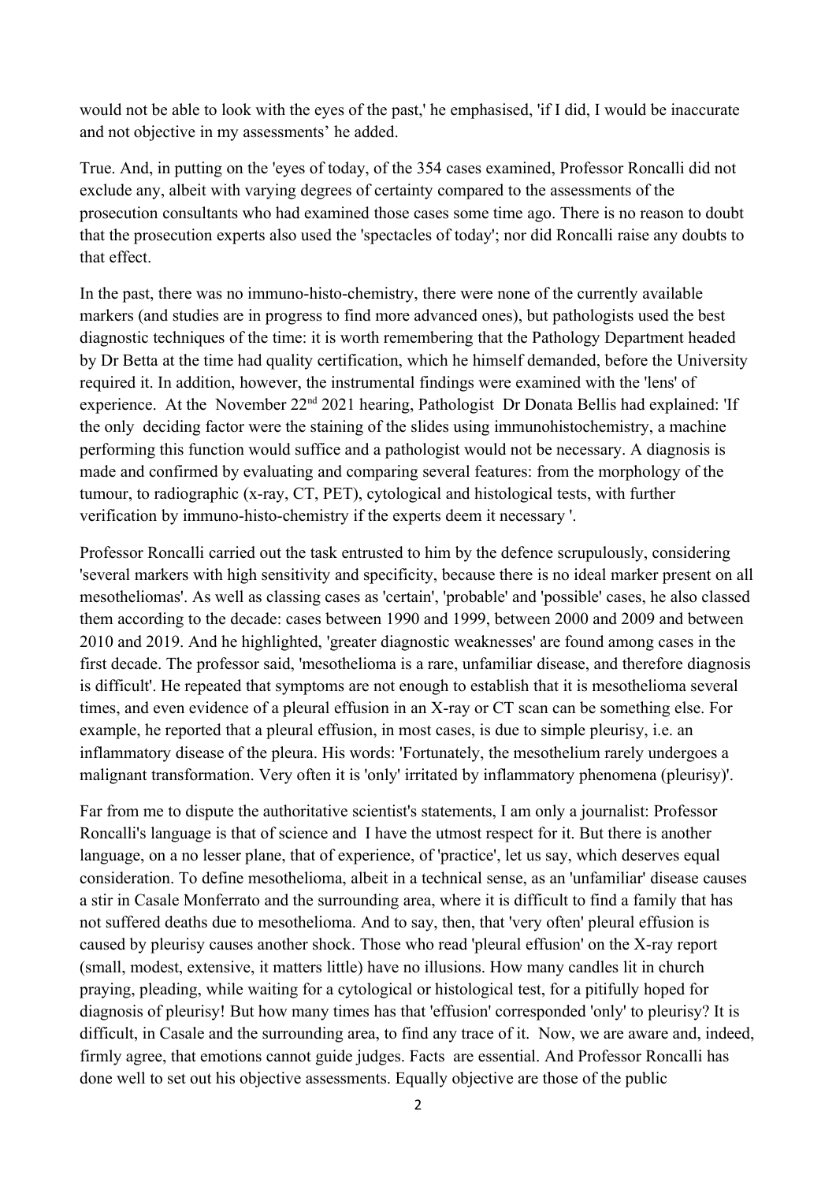would not be able to look with the eyes of the past,' he emphasised, 'if I did, I would be inaccurate and not objective in my assessments' he added.

True. And, in putting on the 'eyes of today, of the 354 cases examined, Professor Roncalli did not exclude any, albeit with varying degrees of certainty compared to the assessments of the prosecution consultants who had examined those cases some time ago. There is no reason to doubt that the prosecution experts also used the 'spectacles of today'; nor did Roncalli raise any doubts to that effect.

In the past, there was no immuno-histo-chemistry, there were none of the currently available markers (and studies are in progress to find more advanced ones), but pathologists used the best diagnostic techniques of the time: it is worth remembering that the Pathology Department headed by Dr Betta at the time had quality certification, which he himself demanded, before the University required it. In addition, however, the instrumental findings were examined with the 'lens' of experience. At the November 22nd 2021 hearing, Pathologist Dr Donata Bellis had explained: 'If the only deciding factor were the staining of the slides using immunohistochemistry, a machine performing this function would suffice and a pathologist would not be necessary. A diagnosis is made and confirmed by evaluating and comparing several features: from the morphology of the tumour, to radiographic (x-ray, CT, PET), cytological and histological tests, with further verification by immuno-histo-chemistry if the experts deem it necessary '.

Professor Roncalli carried out the task entrusted to him by the defence scrupulously, considering 'several markers with high sensitivity and specificity, because there is no ideal marker present on all mesotheliomas'. As well as classing cases as 'certain', 'probable' and 'possible' cases, he also classed them according to the decade: cases between 1990 and 1999, between 2000 and 2009 and between 2010 and 2019. And he highlighted, 'greater diagnostic weaknesses' are found among cases in the first decade. The professor said, 'mesothelioma is a rare, unfamiliar disease, and therefore diagnosis is difficult'. He repeated that symptoms are not enough to establish that it is mesothelioma several times, and even evidence of a pleural effusion in an X-ray or CT scan can be something else. For example, he reported that a pleural effusion, in most cases, is due to simple pleurisy, i.e. an inflammatory disease of the pleura. His words: 'Fortunately, the mesothelium rarely undergoes a malignant transformation. Very often it is 'only' irritated by inflammatory phenomena (pleurisy)'.

Far from me to dispute the authoritative scientist's statements, I am only a journalist: Professor Roncalli's language is that of science and I have the utmost respect for it. But there is another language, on a no lesser plane, that of experience, of 'practice', let us say, which deserves equal consideration. To define mesothelioma, albeit in a technical sense, as an 'unfamiliar' disease causes a stir in Casale Monferrato and the surrounding area, where it is difficult to find a family that has not suffered deaths due to mesothelioma. And to say, then, that 'very often' pleural effusion is caused by pleurisy causes another shock. Those who read 'pleural effusion' on the X-ray report (small, modest, extensive, it matters little) have no illusions. How many candles lit in church praying, pleading, while waiting for a cytological or histological test, for a pitifully hoped for diagnosis of pleurisy! But how many times has that 'effusion' corresponded 'only' to pleurisy? It is difficult, in Casale and the surrounding area, to find any trace of it. Now, we are aware and, indeed, firmly agree, that emotions cannot guide judges. Facts are essential. And Professor Roncalli has done well to set out his objective assessments. Equally objective are those of the public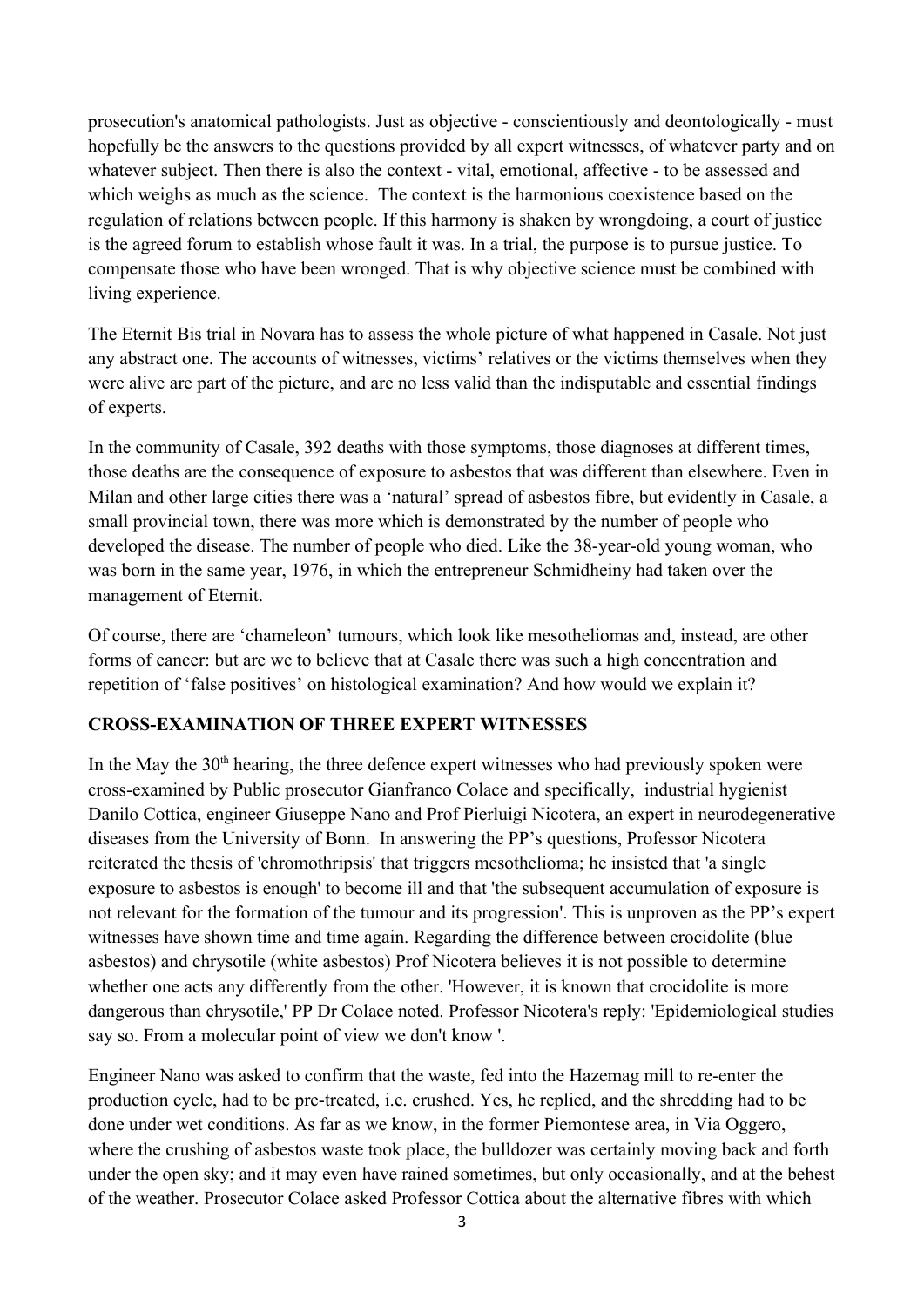prosecution's anatomical pathologists. Just as objective - conscientiously and deontologically - must hopefully be the answers to the questions provided by all expert witnesses, of whatever party and on whatever subject. Then there is also the context - vital, emotional, affective - to be assessed and which weighs as much as the science. The context is the harmonious coexistence based on the regulation of relations between people. If this harmony is shaken by wrongdoing, a court of justice is the agreed forum to establish whose fault it was. In a trial, the purpose is to pursue justice. To compensate those who have been wronged. That is why objective science must be combined with living experience.

The Eternit Bis trial in Novara has to assess the whole picture of what happened in Casale. Not just any abstract one. The accounts of witnesses, victims' relatives or the victims themselves when they were alive are part of the picture, and are no less valid than the indisputable and essential findings of experts.

In the community of Casale, 392 deaths with those symptoms, those diagnoses at different times, those deaths are the consequence of exposure to asbestos that was different than elsewhere. Even in Milan and other large cities there was a 'natural' spread of asbestos fibre, but evidently in Casale, a small provincial town, there was more which is demonstrated by the number of people who developed the disease. The number of people who died. Like the 38-year-old young woman, who was born in the same year, 1976, in which the entrepreneur Schmidheiny had taken over the management of Eternit.

Of course, there are 'chameleon' tumours, which look like mesotheliomas and, instead, are other forms of cancer: but are we to believe that at Casale there was such a high concentration and repetition of 'false positives' on histological examination? And how would we explain it?

## CROSS-EXAMINATION OF THREE EXPERT WITNESSES

In the May the 30th hearing, the three defence expert witnesses who had previously spoken were cross-examined by Public prosecutor Gianfranco Colace and specifically, industrial hygienist Danilo Cottica, engineer Giuseppe Nano and Prof Pierluigi Nicotera, an expert in neurodegenerative diseases from the University of Bonn. In answering the PP's questions, Professor Nicotera reiterated the thesis of 'chromothripsis' that triggers mesothelioma; he insisted that 'a single exposure to asbestos is enough' to become ill and that 'the subsequent accumulation of exposure is not relevant for the formation of the tumour and its progression'. This is unproven as the PP's expert witnesses have shown time and time again. Regarding the difference between crocidolite (blue asbestos) and chrysotile (white asbestos) Prof Nicotera believes it is not possible to determine whether one acts any differently from the other. 'However, it is known that crocidolite is more dangerous than chrysotile,' PP Dr Colace noted. Professor Nicotera's reply: 'Epidemiological studies say so. From a molecular point of view we don't know '.

Engineer Nano was asked to confirm that the waste, fed into the Hazemag mill to re-enter the production cycle, had to be pre-treated, i.e. crushed. Yes, he replied, and the shredding had to be done under wet conditions. As far as we know, in the former Piemontese area, in Via Oggero, where the crushing of asbestos waste took place, the bulldozer was certainly moving back and forth under the open sky; and it may even have rained sometimes, but only occasionally, and at the behest of the weather. Prosecutor Colace asked Professor Cottica about the alternative fibres with which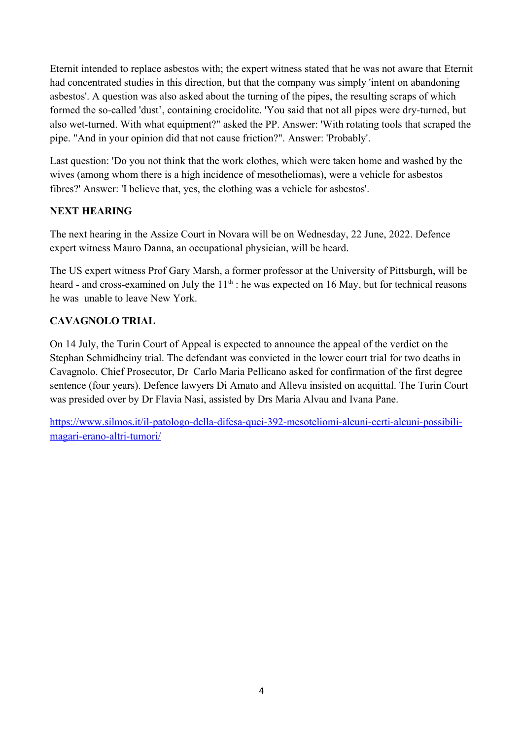Eternit intended to replace asbestos with; the expert witness stated that he was not aware that Eternit had concentrated studies in this direction, but that the company was simply 'intent on abandoning asbestos'. A question was also asked about the turning of the pipes, the resulting scraps of which formed the so-called 'dust', containing crocidolite. 'You said that not all pipes were dry-turned, but also wet-turned. With what equipment?" asked the PP. Answer: 'With rotating tools that scraped the pipe. "And in your opinion did that not cause friction?". Answer: 'Probably'.

Last question: 'Do you not think that the work clothes, which were taken home and washed by the wives (among whom there is a high incidence of mesotheliomas), were a vehicle for asbestos fibres?' Answer: 'I believe that, yes, the clothing was a vehicle for asbestos'.

**NEXT HEARING**

The next hearing in the Assize Court in Novara will be on Wednesday, 22 June, 2022. Defence expert witness Mauro Danna, an occupational physician, will be heard.

The US expert witness Prof Gary Marsh, a former professor at the University of Pittsburgh, will be heard - and cross-examined on July the 11th : he was expected on 16 May, but for technical reasons he was unable to leave New York.

**CAVAGNOLO TRIAL**

On 14 July, the Turin Court of Appeal is expected to announce the appeal of the verdict on the Stephan Schmidheiny trial. The defendant was convicted in the lower court trial for two deaths in Cavagnolo. Chief Prosecutor, Dr Carlo Maria Pellicano asked for confirmation of the first degree sentence (four years). Defence lawyers Di Amato and Alleva insisted on acquittal. The Turin Court was presided over by Dr Flavia Nasi, assisted by Drs Maria Alvau and Ivana Pane.

https://www.silmos.it/il-patologo-della-difesa-quei-392-mesoteliomi-alcuni-certi-alcuni-possibili-magari-erano-altri-tumori/